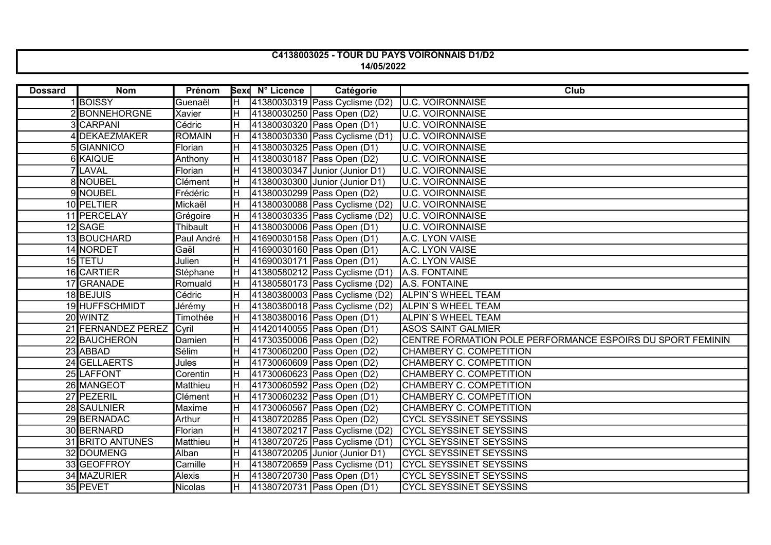**C4138003025 - TOUR DU PAYS VOIRONNAIS D1/D2**
**14/05/2022**

| Dossard | Nom | Prénom | Sexe | N° Licence | Catégorie | Club |
|---|---|---|---|---|---|---|
| 1 | BOISSY | Guenaël | H | 41380030319 | Pass Cyclisme (D2) | U.C. VOIRONNAISE |
| 2 | BONNEHORGNE | Xavier | H | 41380030250 | Pass Open (D2) | U.C. VOIRONNAISE |
| 3 | CARPANI | Cédric | H | 41380030320 | Pass Open (D1) | U.C. VOIRONNAISE |
| 4 | DEKAEZMAKER | ROMAIN | H | 41380030330 | Pass Cyclisme (D1) | U.C. VOIRONNAISE |
| 5 | GIANNICO | Florian | H | 41380030325 | Pass Open (D1) | U.C. VOIRONNAISE |
| 6 | KAIQUE | Anthony | H | 41380030187 | Pass Open (D2) | U.C. VOIRONNAISE |
| 7 | LAVAL | Florian | H | 41380030347 | Junior (Junior D1) | U.C. VOIRONNAISE |
| 8 | NOUBEL | Clément | H | 41380030300 | Junior (Junior D1) | U.C. VOIRONNAISE |
| 9 | NOUBEL | Frédéric | H | 41380030299 | Pass Open (D2) | U.C. VOIRONNAISE |
| 10 | PELTIER | Mickaël | H | 41380030088 | Pass Cyclisme (D2) | U.C. VOIRONNAISE |
| 11 | PERCELAY | Grégoire | H | 41380030335 | Pass Cyclisme (D2) | U.C. VOIRONNAISE |
| 12 | SAGE | Thibault | H | 41380030006 | Pass Open (D1) | U.C. VOIRONNAISE |
| 13 | BOUCHARD | Paul André | H | 41690030158 | Pass Open (D1) | A.C. LYON VAISE |
| 14 | NORDET | Gaël | H | 41690030160 | Pass Open (D1) | A.C. LYON VAISE |
| 15 | TETU | Julien | H | 41690030171 | Pass Open (D1) | A.C. LYON VAISE |
| 16 | CARTIER | Stéphane | H | 41380580212 | Pass Cyclisme (D1) | A.S. FONTAINE |
| 17 | GRANADE | Romuald | H | 41380580173 | Pass Cyclisme (D2) | A.S. FONTAINE |
| 18 | BEJUIS | Cédric | H | 41380380003 | Pass Cyclisme (D2) | ALPIN`S WHEEL TEAM |
| 19 | HUFFSCHMIDT | Jérémy | H | 41380380018 | Pass Cyclisme (D2) | ALPIN`S WHEEL TEAM |
| 20 | WINTZ | Timothée | H | 41380380016 | Pass Open (D1) | ALPIN`S WHEEL TEAM |
| 21 | FERNANDEZ PEREZ | Cyril | H | 41420140055 | Pass Open (D1) | ASOS SAINT GALMIER |
| 22 | BAUCHERON | Damien | H | 41730350006 | Pass Open (D2) | CENTRE FORMATION POLE PERFORMANCE ESPOIRS DU SPORT FEMININ |
| 23 | ABBAD | Sélim | H | 41730060200 | Pass Open (D2) | CHAMBERY C. COMPETITION |
| 24 | GELLAERTS | Jules | H | 41730060609 | Pass Open (D2) | CHAMBERY C. COMPETITION |
| 25 | LAFFONT | Corentin | H | 41730060623 | Pass Open (D2) | CHAMBERY C. COMPETITION |
| 26 | MANGEOT | Matthieu | H | 41730060592 | Pass Open (D2) | CHAMBERY C. COMPETITION |
| 27 | PEZERIL | Clément | H | 41730060232 | Pass Open (D1) | CHAMBERY C. COMPETITION |
| 28 | SAULNIER | Maxime | H | 41730060567 | Pass Open (D2) | CHAMBERY C. COMPETITION |
| 29 | BERNADAC | Arthur | H | 41380720285 | Pass Open (D2) | CYCL SEYSSINET SEYSSINS |
| 30 | BERNARD | Florian | H | 41380720217 | Pass Cyclisme (D2) | CYCL SEYSSINET SEYSSINS |
| 31 | BRITO ANTUNES | Matthieu | H | 41380720725 | Pass Cyclisme (D1) | CYCL SEYSSINET SEYSSINS |
| 32 | DOUMENG | Alban | H | 41380720205 | Junior (Junior D1) | CYCL SEYSSINET SEYSSINS |
| 33 | GEOFFROY | Camille | H | 41380720659 | Pass Cyclisme (D1) | CYCL SEYSSINET SEYSSINS |
| 34 | MAZURIER | Alexis | H | 41380720730 | Pass Open (D1) | CYCL SEYSSINET SEYSSINS |
| 35 | PEVET | Nicolas | H | 41380720731 | Pass Open (D1) | CYCL SEYSSINET SEYSSINS |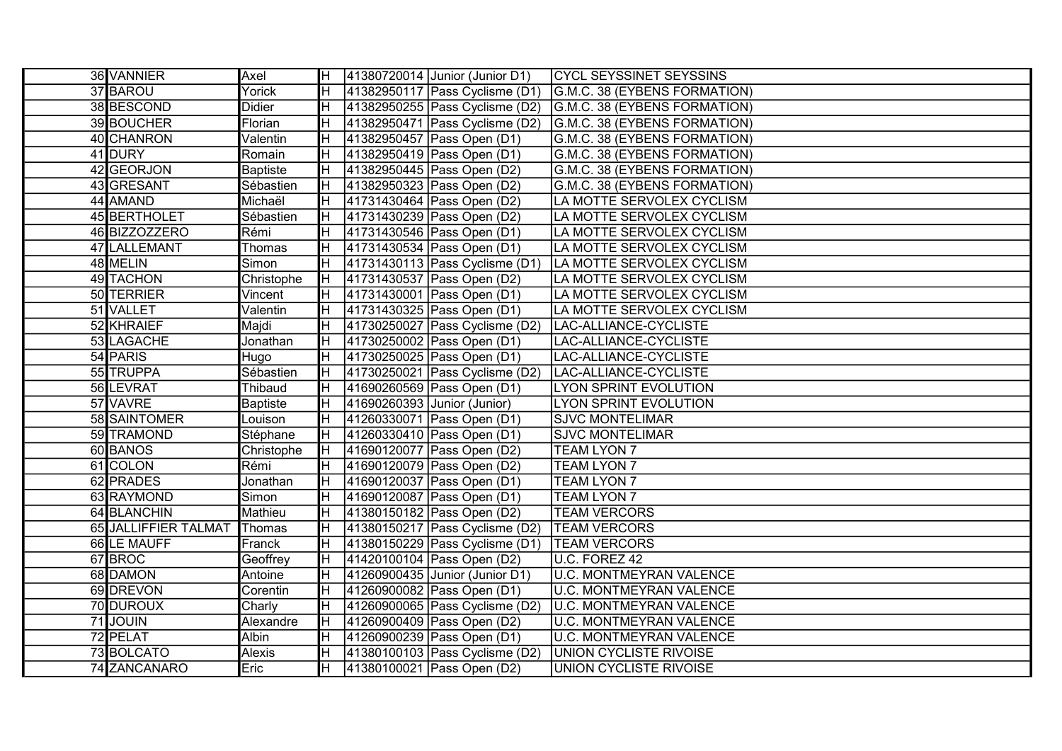| | | | | | | |
|---|---|---|---|---|---|---|
| 36 | VANNIER | Axel | H | 41380720014 | Junior (Junior D1) | CYCL SEYSSINET SEYSSINS |
| 37 | BAROU | Yorick | H | 41382950117 | Pass Cyclisme (D1) | G.M.C. 38 (EYBENS FORMATION) |
| 38 | BESCOND | Didier | H | 41382950255 | Pass Cyclisme (D2) | G.M.C. 38 (EYBENS FORMATION) |
| 39 | BOUCHER | Florian | H | 41382950471 | Pass Cyclisme (D2) | G.M.C. 38 (EYBENS FORMATION) |
| 40 | CHANRON | Valentin | H | 41382950457 | Pass Open (D1) | G.M.C. 38 (EYBENS FORMATION) |
| 41 | DURY | Romain | H | 41382950419 | Pass Open (D1) | G.M.C. 38 (EYBENS FORMATION) |
| 42 | GEORJON | Baptiste | H | 41382950445 | Pass Open (D2) | G.M.C. 38 (EYBENS FORMATION) |
| 43 | GRESANT | Sébastien | H | 41382950323 | Pass Open (D2) | G.M.C. 38 (EYBENS FORMATION) |
| 44 | AMAND | Michaël | H | 41731430464 | Pass Open (D2) | LA MOTTE SERVOLEX CYCLISM |
| 45 | BERTHOLET | Sébastien | H | 41731430239 | Pass Open (D2) | LA MOTTE SERVOLEX CYCLISM |
| 46 | BIZZOZZERO | Rémi | H | 41731430546 | Pass Open (D1) | LA MOTTE SERVOLEX CYCLISM |
| 47 | LALLEMANT | Thomas | H | 41731430534 | Pass Open (D1) | LA MOTTE SERVOLEX CYCLISM |
| 48 | MELIN | Simon | H | 41731430113 | Pass Cyclisme (D1) | LA MOTTE SERVOLEX CYCLISM |
| 49 | TACHON | Christophe | H | 41731430537 | Pass Open (D2) | LA MOTTE SERVOLEX CYCLISM |
| 50 | TERRIER | Vincent | H | 41731430001 | Pass Open (D1) | LA MOTTE SERVOLEX CYCLISM |
| 51 | VALLET | Valentin | H | 41731430325 | Pass Open (D1) | LA MOTTE SERVOLEX CYCLISM |
| 52 | KHRAIEF | Majdi | H | 41730250027 | Pass Cyclisme (D2) | LAC-ALLIANCE-CYCLISTE |
| 53 | LAGACHE | Jonathan | H | 41730250002 | Pass Open (D1) | LAC-ALLIANCE-CYCLISTE |
| 54 | PARIS | Hugo | H | 41730250025 | Pass Open (D1) | LAC-ALLIANCE-CYCLISTE |
| 55 | TRUPPA | Sébastien | H | 41730250021 | Pass Cyclisme (D2) | LAC-ALLIANCE-CYCLISTE |
| 56 | LEVRAT | Thibaud | H | 41690260569 | Pass Open (D1) | LYON SPRINT EVOLUTION |
| 57 | VAVRE | Baptiste | H | 41690260393 | Junior (Junior) | LYON SPRINT EVOLUTION |
| 58 | SAINTOMER | Louison | H | 41260330071 | Pass Open (D1) | SJVC MONTELIMAR |
| 59 | TRAMOND | Stéphane | H | 41260330410 | Pass Open (D1) | SJVC MONTELIMAR |
| 60 | BANOS | Christophe | H | 41690120077 | Pass Open (D2) | TEAM LYON 7 |
| 61 | COLON | Rémi | H | 41690120079 | Pass Open (D2) | TEAM LYON 7 |
| 62 | PRADES | Jonathan | H | 41690120037 | Pass Open (D1) | TEAM LYON 7 |
| 63 | RAYMOND | Simon | H | 41690120087 | Pass Open (D1) | TEAM LYON 7 |
| 64 | BLANCHIN | Mathieu | H | 41380150182 | Pass Open (D2) | TEAM VERCORS |
| 65 | JALLIFFIER TALMAT | Thomas | H | 41380150217 | Pass Cyclisme (D2) | TEAM VERCORS |
| 66 | LE MAUFF | Franck | H | 41380150229 | Pass Cyclisme (D1) | TEAM VERCORS |
| 67 | BROC | Geoffrey | H | 41420100104 | Pass Open (D2) | U.C. FOREZ 42 |
| 68 | DAMON | Antoine | H | 41260900435 | Junior (Junior D1) | U.C. MONTMEYRAN VALENCE |
| 69 | DREVON | Corentin | H | 41260900082 | Pass Open (D1) | U.C. MONTMEYRAN VALENCE |
| 70 | DUROUX | Charly | H | 41260900065 | Pass Cyclisme (D2) | U.C. MONTMEYRAN VALENCE |
| 71 | JOUIN | Alexandre | H | 41260900409 | Pass Open (D2) | U.C. MONTMEYRAN VALENCE |
| 72 | PELAT | Albin | H | 41260900239 | Pass Open (D1) | U.C. MONTMEYRAN VALENCE |
| 73 | BOLCATO | Alexis | H | 41380100103 | Pass Cyclisme (D2) | UNION CYCLISTE RIVOISE |
| 74 | ZANCANARO | Eric | H | 41380100021 | Pass Open (D2) | UNION CYCLISTE RIVOISE |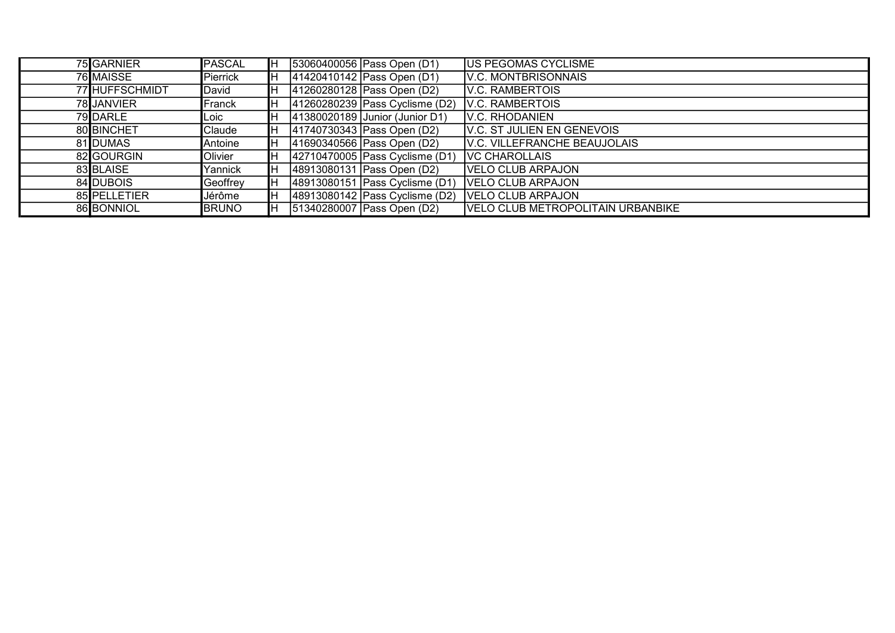| | | | | | | |
|---|---|---|---|---|---|---|
| 75 | GARNIER | PASCAL | H | 53060400056 | Pass Open (D1) | US PEGOMAS CYCLISME |
| 76 | MAISSE | Pierrick | H | 41420410142 | Pass Open (D1) | V.C. MONTBRISONNAIS |
| 77 | HUFFSCHMIDT | David | H | 41260280128 | Pass Open (D2) | V.C. RAMBERTOIS |
| 78 | JANVIER | Franck | H | 41260280239 | Pass Cyclisme (D2) | V.C. RAMBERTOIS |
| 79 | DARLE | Loic | H | 41380020189 | Junior (Junior D1) | V.C. RHODANIEN |
| 80 | BINCHET | Claude | H | 41740730343 | Pass Open (D2) | V.C. ST JULIEN EN GENEVOIS |
| 81 | DUMAS | Antoine | H | 41690340566 | Pass Open (D2) | V.C. VILLEFRANCHE BEAUJOLAIS |
| 82 | GOURGIN | Olivier | H | 42710470005 | Pass Cyclisme (D1) | VC CHAROLLAIS |
| 83 | BLAISE | Yannick | H | 48913080131 | Pass Open (D2) | VELO CLUB ARPAJON |
| 84 | DUBOIS | Geoffrey | H | 48913080151 | Pass Cyclisme (D1) | VELO CLUB ARPAJON |
| 85 | PELLETIER | Jérôme | H | 48913080142 | Pass Cyclisme (D2) | VELO CLUB ARPAJON |
| 86 | BONNIOL | BRUNO | H | 51340280007 | Pass Open (D2) | VELO CLUB METROPOLITAIN URBANBIKE |